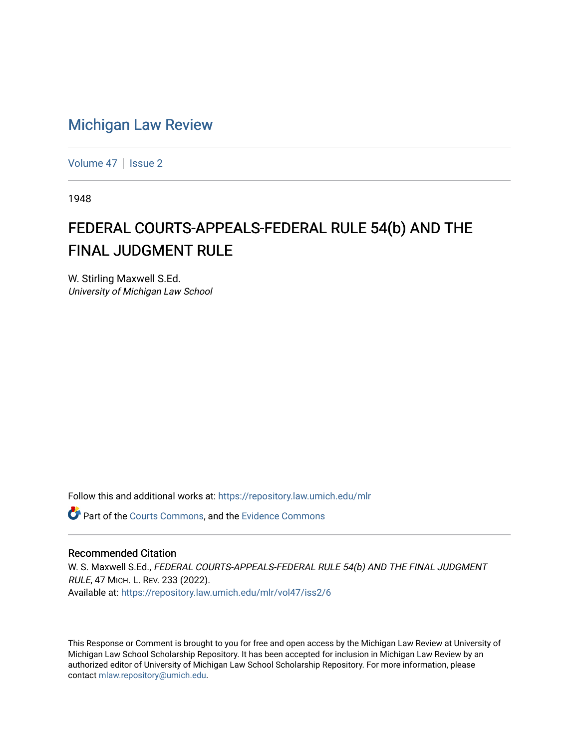Michigan Law Review

Volume 47 | Issue 2

1948

# FEDERAL COURTS-APPEALS-FEDERAL RULE 54(b) AND THE FINAL JUDGMENT RULE

W. Stirling Maxwell S.Ed.
*University of Michigan Law School*

Follow this and additional works at: https://repository.law.umich.edu/mlr

Part of the Courts Commons, and the Evidence Commons

## Recommended Citation

W. S. Maxwell S.Ed., *FEDERAL COURTS-APPEALS-FEDERAL RULE 54(b) AND THE FINAL JUDGMENT RULE*, 47 MICH. L. REV. 233 (2022).
Available at: https://repository.law.umich.edu/mlr/vol47/iss2/6

This Response or Comment is brought to you for free and open access by the Michigan Law Review at University of Michigan Law School Scholarship Repository. It has been accepted for inclusion in Michigan Law Review by an authorized editor of University of Michigan Law School Scholarship Repository. For more information, please contact mlaw.repository@umich.edu.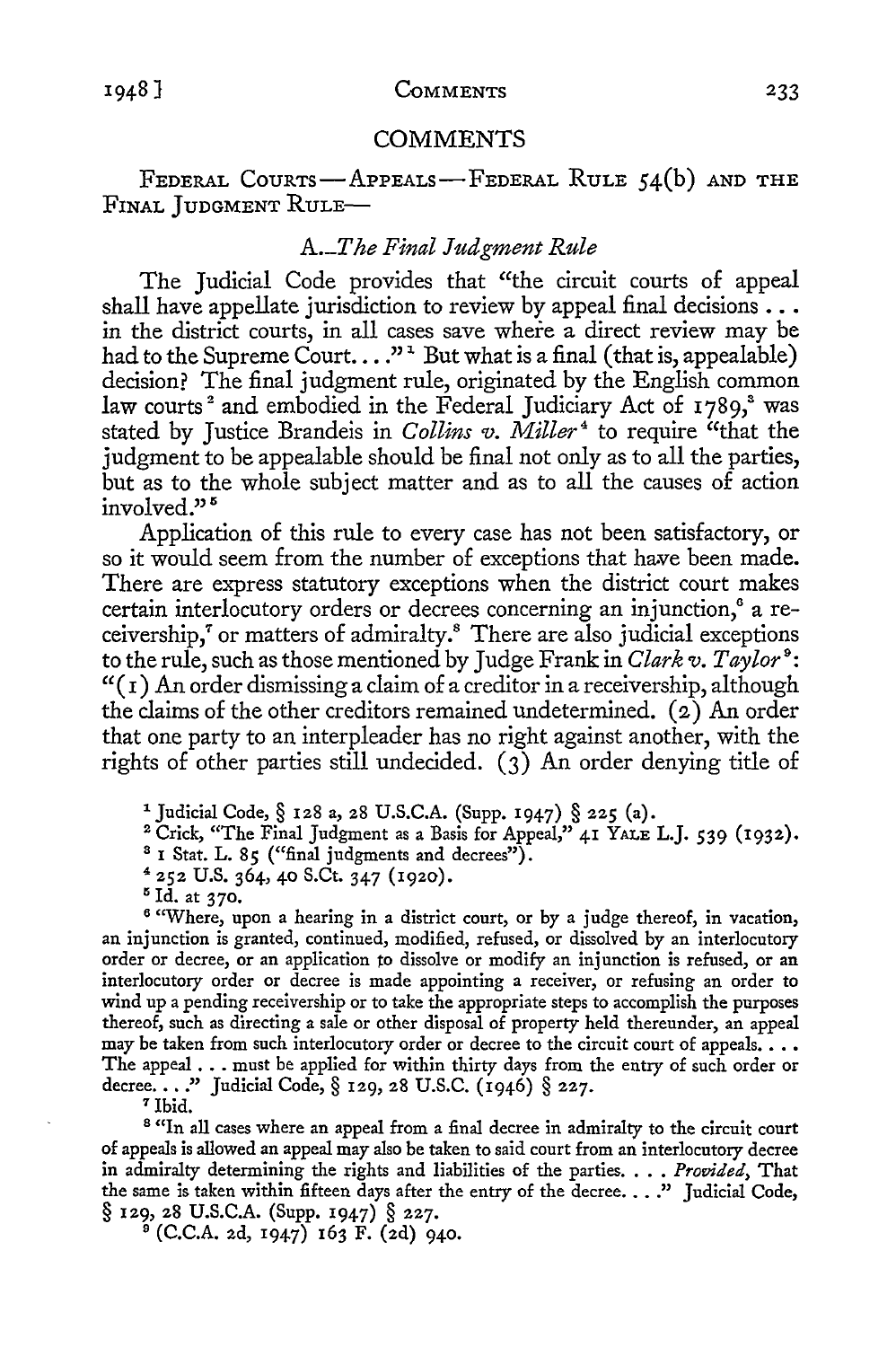# COMMENTS

FEDERAL COURTS—APPEALS—FEDERAL RULE 54(b) AND THE FINAL JUDGMENT RULE—

## A. *The Final Judgment Rule*

The Judicial Code provides that "the circuit courts of appeal shall have appellate jurisdiction to review by appeal final decisions . . . in the district courts, in all cases save where a direct review may be had to the Supreme Court. . . ."[1] But what is a final (that is, appealable) decision? The final judgment rule, originated by the English common law courts[2] and embodied in the Federal Judiciary Act of 1789,[3] was stated by Justice Brandeis in *Collins v. Miller*[4] to require "that the judgment to be appealable should be final not only as to all the parties, but as to the whole subject matter and as to all the causes of action involved."[5]

Application of this rule to every case has not been satisfactory, or so it would seem from the number of exceptions that have been made. There are express statutory exceptions when the district court makes certain interlocutory orders or decrees concerning an injunction,[6] a receivership,[7] or matters of admiralty.[8] There are also judicial exceptions to the rule, such as those mentioned by Judge Frank in *Clark v. Taylor*[9]: "(1) An order dismissing a claim of a creditor in a receivership, although the claims of the other creditors remained undetermined. (2) An order that one party to an interpleader has no right against another, with the rights of other parties still undecided. (3) An order denying title of

---

[1] Judicial Code, § 128 a, 28 U.S.C.A. (Supp. 1947) § 225 (a).

[2] Crick, "The Final Judgment as a Basis for Appeal," 41 YALE L.J. 539 (1932).

[3] 1 Stat. L. 85 ("final judgments and decrees").

[4] 252 U.S. 364, 40 S.Ct. 347 (1920).

[5] Id. at 370.

[6] "Where, upon a hearing in a district court, or by a judge thereof, in vacation, an injunction is granted, continued, modified, refused, or dissolved by an interlocutory order or decree, or an application to dissolve or modify an injunction is refused, or an interlocutory order or decree is made appointing a receiver, or refusing an order to wind up a pending receivership or to take the appropriate steps to accomplish the purposes thereof, such as directing a sale or other disposal of property held thereunder, an appeal may be taken from such interlocutory order or decree to the circuit court of appeals. . . . The appeal . . . must be applied for within thirty days from the entry of such order or decree. . . ." Judicial Code, § 129, 28 U.S.C. (1946) § 227.

[7] Ibid.

[8] "In all cases where an appeal from a final decree in admiralty to the circuit court of appeals is allowed an appeal may also be taken to said court from an interlocutory decree in admiralty determining the rights and liabilities of the parties. . . . *Provided*, That the same is taken within fifteen days after the entry of the decree. . . ." Judicial Code, § 129, 28 U.S.C.A. (Supp. 1947) § 227.

[9] (C.C.A. 2d, 1947) 163 F. (2d) 940.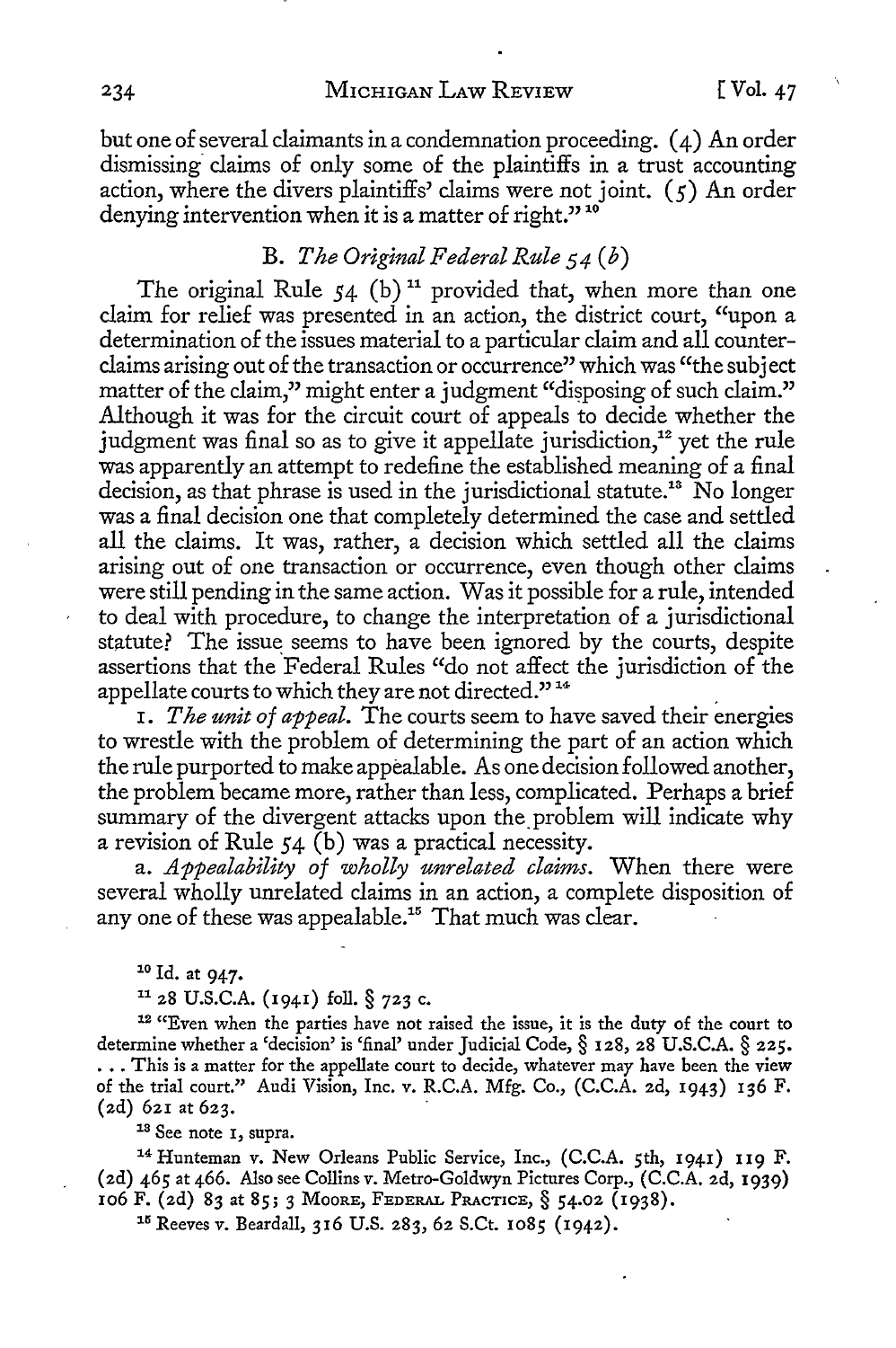but one of several claimants in a condemnation proceeding. (4) An order dismissing claims of only some of the plaintiffs in a trust accounting action, where the divers plaintiffs' claims were not joint. (5) An order denying intervention when it is a matter of right."[10]

### B. *The Original Federal Rule 54 (b)*

The original Rule 54 (b)[11] provided that, when more than one claim for relief was presented in an action, the district court, "upon a determination of the issues material to a particular claim and all counterclaims arising out of the transaction or occurrence" which was "the subject matter of the claim," might enter a judgment "disposing of such claim." Although it was for the circuit court of appeals to decide whether the judgment was final so as to give it appellate jurisdiction,[12] yet the rule was apparently an attempt to redefine the established meaning of a final decision, as that phrase is used in the jurisdictional statute.[13] No longer was a final decision one that completely determined the case and settled all the claims. It was, rather, a decision which settled all the claims arising out of one transaction or occurrence, even though other claims were still pending in the same action. Was it possible for a rule, intended to deal with procedure, to change the interpretation of a jurisdictional statute? The issue seems to have been ignored by the courts, despite assertions that the Federal Rules "do not affect the jurisdiction of the appellate courts to which they are not directed."[14]

1. *The unit of appeal.* The courts seem to have saved their energies to wrestle with the problem of determining the part of an action which the rule purported to make appealable. As one decision followed another, the problem became more, rather than less, complicated. Perhaps a brief summary of the divergent attacks upon the problem will indicate why a revision of Rule 54 (b) was a practical necessity.

a. *Appealability of wholly unrelated claims.* When there were several wholly unrelated claims in an action, a complete disposition of any one of these was appealable.[15] That much was clear.

---

[10] Id. at 947.

[11] 28 U.S.C.A. (1941) foll. § 723 c.

[12] "Even when the parties have not raised the issue, it is the duty of the court to determine whether a 'decision' is 'final' under Judicial Code, § 128, 28 U.S.C.A. § 225. . . . This is a matter for the appellate court to decide, whatever may have been the view of the trial court." Audi Vision, Inc. v. R.C.A. Mfg. Co., (C.C.A. 2d, 1943) 136 F. (2d) 621 at 623.

[13] See note 1, supra.

[14] Hunteman v. New Orleans Public Service, Inc., (C.C.A. 5th, 1941) 119 F. (2d) 465 at 466. Also see Collins v. Metro-Goldwyn Pictures Corp., (C.C.A. 2d, 1939) 106 F. (2d) 83 at 85; 3 Moore, Federal Practice, § 54.02 (1938).

[15] Reeves v. Beardall, 316 U.S. 283, 62 S.Ct. 1085 (1942).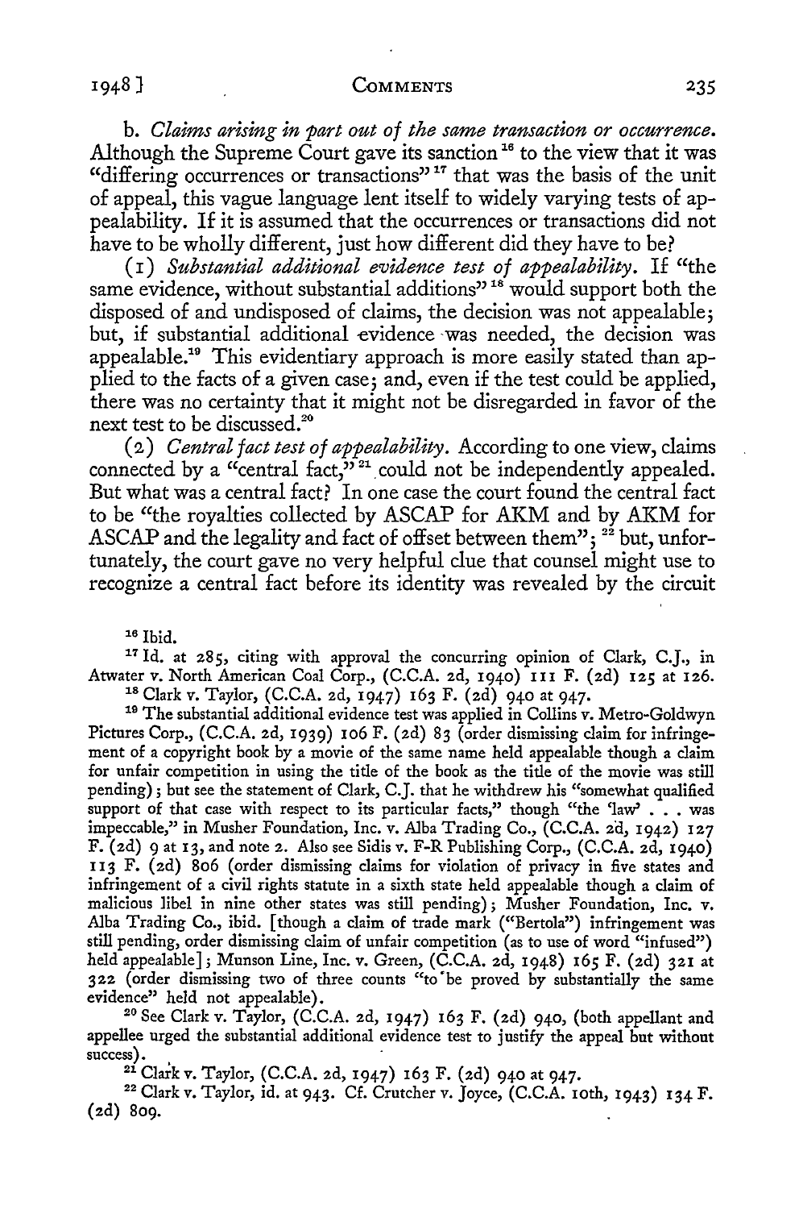b. *Claims arising in part out of the same transaction or occurrence.* Although the Supreme Court gave its sanction[16] to the view that it was "differing occurrences or transactions"[17] that was the basis of the unit of appeal, this vague language lent itself to widely varying tests of appealability. If it is assumed that the occurrences or transactions did not have to be wholly different, just how different did they have to be?

(1) *Substantial additional evidence test of appealability.* If "the same evidence, without substantial additions"[18] would support both the disposed of and undisposed of claims, the decision was not appealable; but, if substantial additional evidence was needed, the decision was appealable.[19] This evidentiary approach is more easily stated than applied to the facts of a given case; and, even if the test could be applied, there was no certainty that it might not be disregarded in favor of the next test to be discussed.[20]

(2) *Central fact test of appealability.* According to one view, claims connected by a "central fact,"[21] could not be independently appealed. But what was a central fact? In one case the court found the central fact to be "the royalties collected by ASCAP for AKM and by AKM for ASCAP and the legality and fact of offset between them"; [22] but, unfortunately, the court gave no very helpful clue that counsel might use to recognize a central fact before its identity was revealed by the circuit

---

[16] Ibid.

[17] Id. at 285, citing with approval the concurring opinion of Clark, C.J., in Atwater v. North American Coal Corp., (C.C.A. 2d, 1940) 111 F. (2d) 125 at 126.

[18] Clark v. Taylor, (C.C.A. 2d, 1947) 163 F. (2d) 940 at 947.

[19] The substantial additional evidence test was applied in Collins v. Metro-Goldwyn Pictures Corp., (C.C.A. 2d, 1939) 106 F. (2d) 83 (order dismissing claim for infringement of a copyright book by a movie of the same name held appealable though a claim for unfair competition in using the title of the book as the title of the movie was still pending); but see the statement of Clark, C.J. that he withdrew his "somewhat qualified support of that case with respect to its particular facts," though "the 'law' . . . was impeccable," in Musher Foundation, Inc. v. Alba Trading Co., (C.C.A. 2d, 1942) 127 F. (2d) 9 at 13, and note 2. Also see Sidis v. F-R Publishing Corp., (C.C.A. 2d, 1940) 113 F. (2d) 806 (order dismissing claims for violation of privacy in five states and infringement of a civil rights statute in a sixth state held appealable though a claim of malicious libel in nine other states was still pending); Musher Foundation, Inc. v. Alba Trading Co., ibid. [though a claim of trade mark ("Bertola") infringement was still pending, order dismissing claim of unfair competition (as to use of word "infused") held appealable]; Munson Line, Inc. v. Green, (C.C.A. 2d, 1948) 165 F. (2d) 321 at 322 (order dismissing two of three counts "to be proved by substantially the same evidence" held not appealable).

[20] See Clark v. Taylor, (C.C.A. 2d, 1947) 163 F. (2d) 940, (both appellant and appellee urged the substantial additional evidence test to justify the appeal but without success).

[21] Clark v. Taylor, (C.C.A. 2d, 1947) 163 F. (2d) 940 at 947.

[22] Clark v. Taylor, id. at 943. Cf. Crutcher v. Joyce, (C.C.A. 10th, 1943) 134 F. (2d) 809.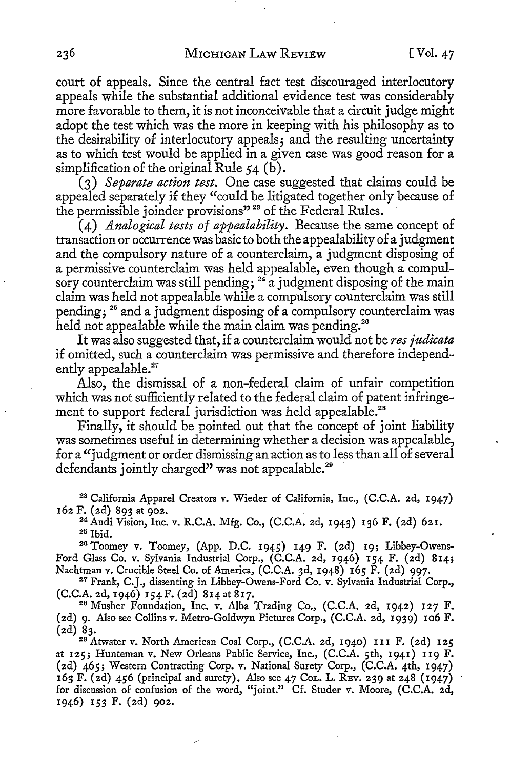court of appeals. Since the central fact test discouraged interlocutory appeals while the substantial additional evidence test was considerably more favorable to them, it is not inconceivable that a circuit judge might adopt the test which was the more in keeping with his philosophy as to the desirability of interlocutory appeals; and the resulting uncertainty as to which test would be applied in a given case was good reason for a simplification of the original Rule 54 (b).

(3) *Separate action test.* One case suggested that claims could be appealed separately if they "could be litigated together only because of the permissible joinder provisions"[23] of the Federal Rules.

(4) *Analogical tests of appealability.* Because the same concept of transaction or occurrence was basic to both the appealability of a judgment and the compulsory nature of a counterclaim, a judgment disposing of a permissive counterclaim was held appealable, even though a compulsory counterclaim was still pending;[24] a judgment disposing of the main claim was held not appealable while a compulsory counterclaim was still pending;[25] and a judgment disposing of a compulsory counterclaim was held not appealable while the main claim was pending.[26]

It was also suggested that, if a counterclaim would not be *res judicata* if omitted, such a counterclaim was permissive and therefore independently appealable.[27]

Also, the dismissal of a non-federal claim of unfair competition which was not sufficiently related to the federal claim of patent infringement to support federal jurisdiction was held appealable.[28]

Finally, it should be pointed out that the concept of joint liability was sometimes useful in determining whether a decision was appealable, for a "judgment or order dismissing an action as to less than all of several defendants jointly charged" was not appealable.[29]

[23] California Apparel Creators v. Wieder of California, Inc., (C.C.A. 2d, 1947) 162 F. (2d) 893 at 902.

[24] Audi Vision, Inc. v. R.C.A. Mfg. Co., (C.C.A. 2d, 1943) 136 F. (2d) 621.

[25] Ibid.

[26] Toomey v. Toomey, (App. D.C. 1945) 149 F. (2d) 19; Libbey-Owens-Ford Glass Co. v. Sylvania Industrial Corp., (C.C.A. 2d, 1946) 154 F. (2d) 814; Nachtman v. Crucible Steel Co. of America, (C.C.A. 3d, 1948) 165 F. (2d) 997.

[27] Frank, C.J., dissenting in Libbey-Owens-Ford Co. v. Sylvania Industrial Corp., (C.C.A. 2d, 1946) 154 F. (2d) 814 at 817.

[28] Musher Foundation, Inc. v. Alba Trading Co., (C.C.A. 2d, 1942) 127 F. (2d) 9. Also see Collins v. Metro-Goldwyn Pictures Corp., (C.C.A. 2d, 1939) 106 F. (2d) 83.

[29] Atwater v. North American Coal Corp., (C.C.A. 2d, 1940) 111 F. (2d) 125 at 125; Hunteman v. New Orleans Public Service, Inc., (C.C.A. 5th, 1941) 119 F. (2d) 465; Western Contracting Corp. v. National Surety Corp., (C.C.A. 4th, 1947) 163 F. (2d) 456 (principal and surety). Also see 47 Col. L. Rev. 239 at 248 (1947) for discussion of confusion of the word, "joint." Cf. Studer v. Moore, (C.C.A. 2d, 1946) 153 F. (2d) 902.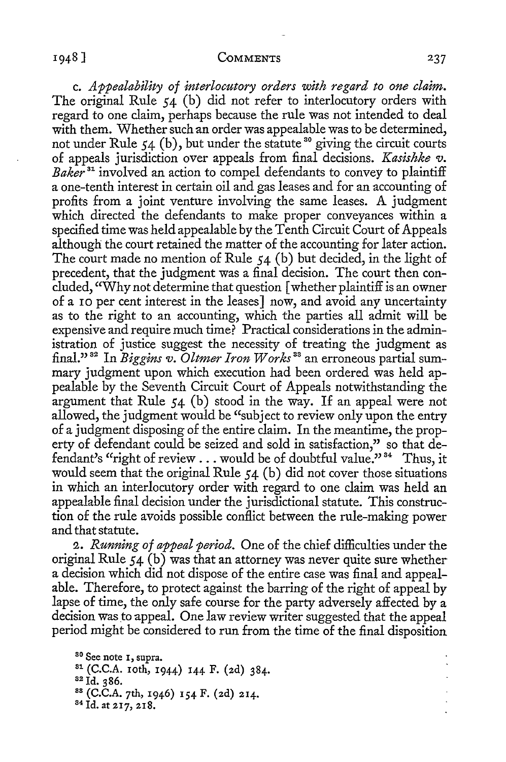c. *Appealability of interlocutory orders with regard to one claim.* The original Rule 54 (b) did not refer to interlocutory orders with regard to one claim, perhaps because the rule was not intended to deal with them. Whether such an order was appealable was to be determined, not under Rule 54 (b), but under the statute [30] giving the circuit courts of appeals jurisdiction over appeals from final decisions. *Kasishke v. Baker* [31] involved an action to compel defendants to convey to plaintiff a one-tenth interest in certain oil and gas leases and for an accounting of profits from a joint venture involving the same leases. A judgment which directed the defendants to make proper conveyances within a specified time was held appealable by the Tenth Circuit Court of Appeals although the court retained the matter of the accounting for later action. The court made no mention of Rule 54 (b) but decided, in the light of precedent, that the judgment was a final decision. The court then concluded, "Why not determine that question [whether plaintiff is an owner of a 10 per cent interest in the leases] now, and avoid any uncertainty as to the right to an accounting, which the parties all admit will be expensive and require much time? Practical considerations in the administration of justice suggest the necessity of treating the judgment as final." [32] In *Biggins v. Oltmer Iron Works* [33] an erroneous partial summary judgment upon which execution had been ordered was held appealable by the Seventh Circuit Court of Appeals notwithstanding the argument that Rule 54 (b) stood in the way. If an appeal were not allowed, the judgment would be "subject to review only upon the entry of a judgment disposing of the entire claim. In the meantime, the property of defendant could be seized and sold in satisfaction," so that defendant's "right of review . . . would be of doubtful value." [34] Thus, it would seem that the original Rule 54 (b) did not cover those situations in which an interlocutory order with regard to one claim was held an appealable final decision under the jurisdictional statute. This construction of the rule avoids possible conflict between the rule-making power and that statute.

2. *Running of appeal period.* One of the chief difficulties under the original Rule 54 (b) was that an attorney was never quite sure whether a decision which did not dispose of the entire case was final and appealable. Therefore, to protect against the barring of the right of appeal by lapse of time, the only safe course for the party adversely affected by a decision was to appeal. One law review writer suggested that the appeal period might be considered to run from the time of the final disposition

[30] See note 1, supra.

[31] (C.C.A. 10th, 1944) 144 F. (2d) 384.

[32] Id. 386.

[33] (C.C.A. 7th, 1946) 154 F. (2d) 214.

[34] Id. at 217, 218.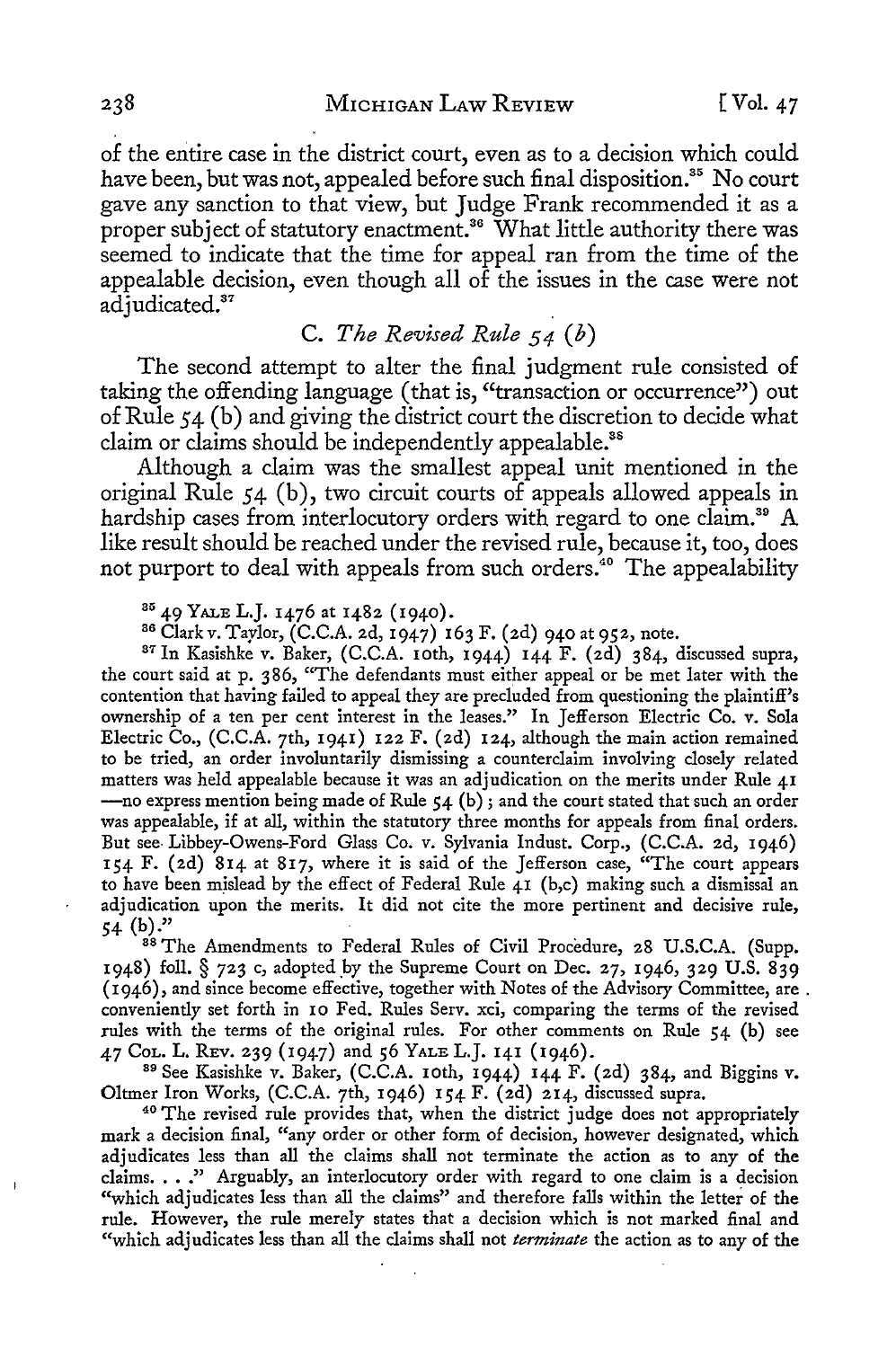of the entire case in the district court, even as to a decision which could have been, but was not, appealed before such final disposition.[35] No court gave any sanction to that view, but Judge Frank recommended it as a proper subject of statutory enactment.[36] What little authority there was seemed to indicate that the time for appeal ran from the time of the appealable decision, even though all of the issues in the case were not adjudicated.[37]

### C. *The Revised Rule 54 (b)*

The second attempt to alter the final judgment rule consisted of taking the offending language (that is, "transaction or occurrence") out of Rule 54 (b) and giving the district court the discretion to decide what claim or claims should be independently appealable.[38]

Although a claim was the smallest appeal unit mentioned in the original Rule 54 (b), two circuit courts of appeals allowed appeals in hardship cases from interlocutory orders with regard to one claim.[39] A like result should be reached under the revised rule, because it, too, does not purport to deal with appeals from such orders.[40] The appealability

---

[35] 49 YALE L.J. 1476 at 1482 (1940).

[36] Clark v. Taylor, (C.C.A. 2d, 1947) 163 F. (2d) 940 at 952, note.

[37] In Kasishke v. Baker, (C.C.A. 10th, 1944) 144 F. (2d) 384, discussed supra, the court said at p. 386, "The defendants must either appeal or be met later with the contention that having failed to appeal they are precluded from questioning the plaintiff's ownership of a ten per cent interest in the leases." In Jefferson Electric Co. v. Sola Electric Co., (C.C.A. 7th, 1941) 122 F. (2d) 124, although the main action remained to be tried, an order involuntarily dismissing a counterclaim involving closely related matters was held appealable because it was an adjudication on the merits under Rule 41—no express mention being made of Rule 54 (b); and the court stated that such an order was appealable, if at all, within the statutory three months for appeals from final orders. But see Libbey-Owens-Ford Glass Co. v. Sylvania Indust. Corp., (C.C.A. 2d, 1946) 154 F. (2d) 814 at 817, where it is said of the Jefferson case, "The court appears to have been mislead by the effect of Federal Rule 41 (b,c) making such a dismissal an adjudication upon the merits. It did not cite the more pertinent and decisive rule, 54 (b)."

[38] The Amendments to Federal Rules of Civil Procedure, 28 U.S.C.A. (Supp. 1948) foll. § 723 c, adopted by the Supreme Court on Dec. 27, 1946, 329 U.S. 839 (1946), and since become effective, together with Notes of the Advisory Committee, are conveniently set forth in 10 Fed. Rules Serv. xci, comparing the terms of the revised rules with the terms of the original rules. For other comments on Rule 54 (b) see 47 COL. L. REV. 239 (1947) and 56 YALE L.J. 141 (1946).

[39] See Kasishke v. Baker, (C.C.A. 10th, 1944) 144 F. (2d) 384, and Biggins v. Oltmer Iron Works, (C.C.A. 7th, 1946) 154 F. (2d) 214, discussed supra.

[40] The revised rule provides that, when the district judge does not appropriately mark a decision final, "any order or other form of decision, however designated, which adjudicates less than all the claims shall not terminate the action as to any of the claims. . . ." Arguably, an interlocutory order with regard to one claim is a decision "which adjudicates less than all the claims" and therefore falls within the letter of the rule. However, the rule merely states that a decision which is not marked final and "which adjudicates less than all the claims shall not *terminate* the action as to any of the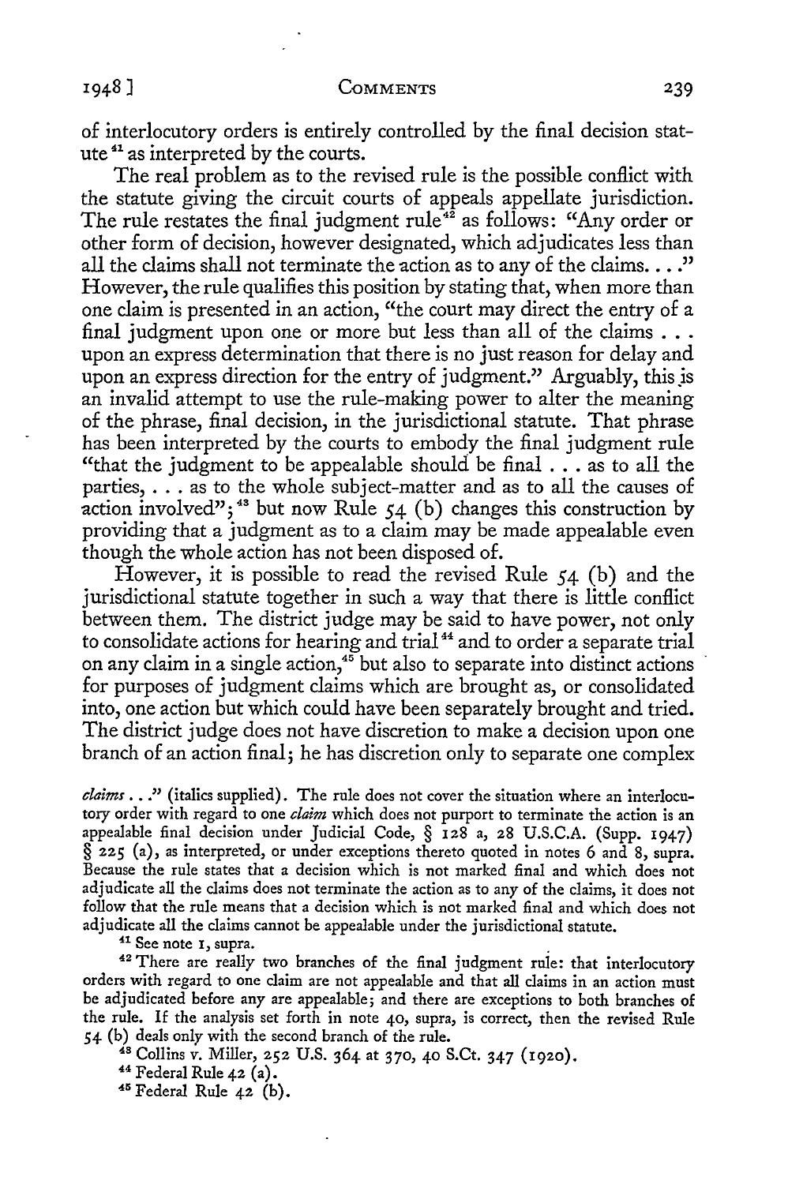of interlocutory orders is entirely controlled by the final decision statute[41] as interpreted by the courts.

The real problem as to the revised rule is the possible conflict with the statute giving the circuit courts of appeals appellate jurisdiction. The rule restates the final judgment rule[42] as follows: "Any order or other form of decision, however designated, which adjudicates less than all the claims shall not terminate the action as to any of the claims. . . ." However, the rule qualifies this position by stating that, when more than one claim is presented in an action, "the court may direct the entry of a final judgment upon one or more but less than all of the claims . . . upon an express determination that there is no just reason for delay and upon an express direction for the entry of judgment." Arguably, this is an invalid attempt to use the rule-making power to alter the meaning of the phrase, final decision, in the jurisdictional statute. That phrase has been interpreted by the courts to embody the final judgment rule "that the judgment to be appealable should be final . . . as to all the parties, . . . as to the whole subject-matter and as to all the causes of action involved";[43] but now Rule 54 (b) changes this construction by providing that a judgment as to a claim may be made appealable even though the whole action has not been disposed of.

However, it is possible to read the revised Rule 54 (b) and the jurisdictional statute together in such a way that there is little conflict between them. The district judge may be said to have power, not only to consolidate actions for hearing and trial[44] and to order a separate trial on any claim in a single action,[45] but also to separate into distinct actions for purposes of judgment claims which are brought as, or consolidated into, one action but which could have been separately brought and tried. The district judge does not have discretion to make a decision upon one branch of an action final; he has discretion only to separate one complex

*claims* . . ." (italics supplied). The rule does not cover the situation where an interlocutory order with regard to one *claim* which does not purport to terminate the action is an appealable final decision under Judicial Code, § 128 a, 28 U.S.C.A. (Supp. 1947) § 225 (a), as interpreted, or under exceptions thereto quoted in notes 6 and 8, supra. Because the rule states that a decision which is not marked final and which does not adjudicate all the claims does not terminate the action as to any of the claims, it does not follow that the rule means that a decision which is not marked final and which does not adjudicate all the claims cannot be appealable under the jurisdictional statute.

[41] See note 1, supra.

[42] There are really two branches of the final judgment rule: that interlocutory orders with regard to one claim are not appealable and that all claims in an action must be adjudicated before any are appealable; and there are exceptions to both branches of the rule. If the analysis set forth in note 40, supra, is correct, then the revised Rule 54 (b) deals only with the second branch of the rule.

[43] Collins v. Miller, 252 U.S. 364 at 370, 40 S.Ct. 347 (1920).

[44] Federal Rule 42 (a).

[45] Federal Rule 42 (b).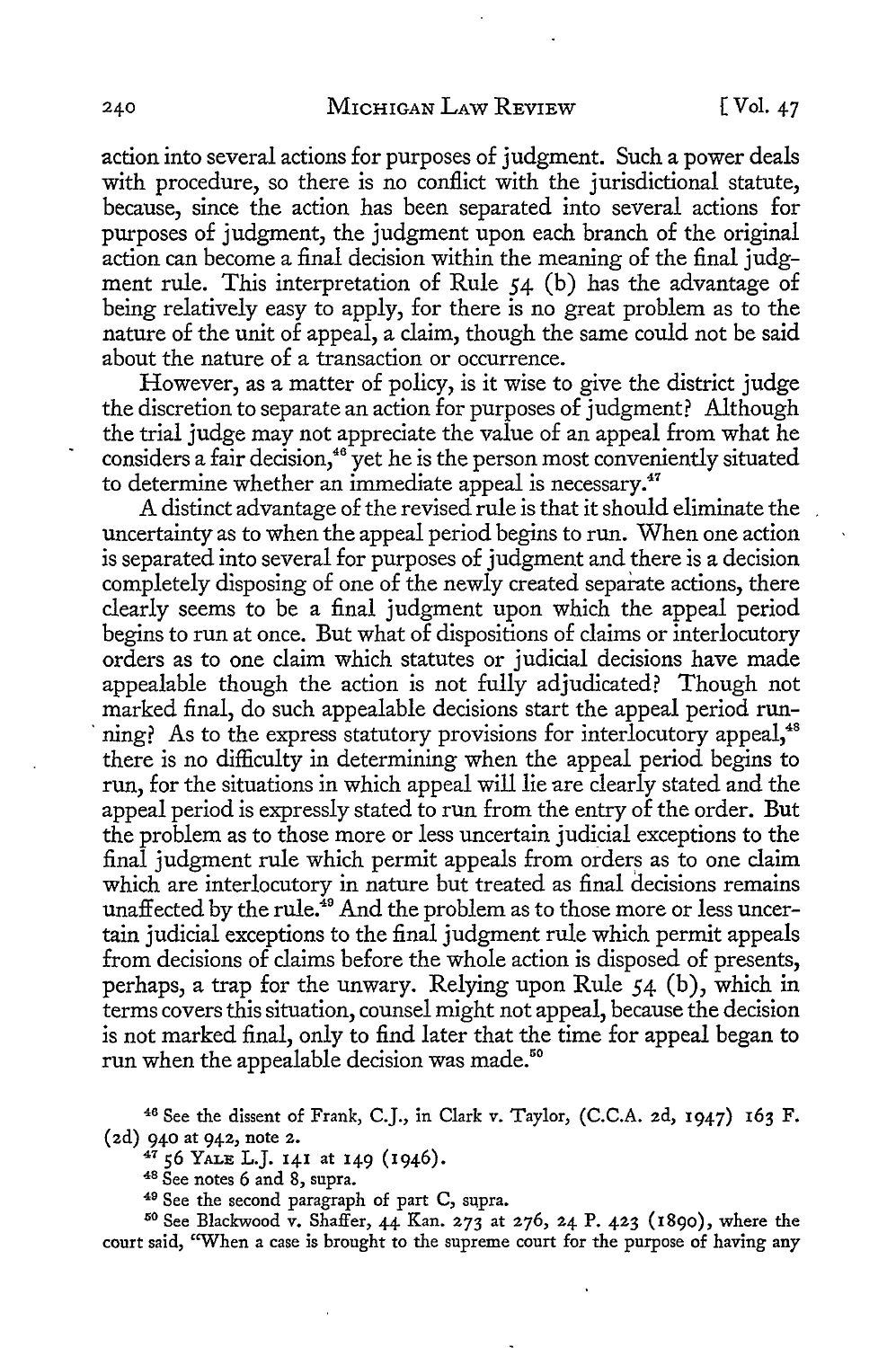action into several actions for purposes of judgment. Such a power deals with procedure, so there is no conflict with the jurisdictional statute, because, since the action has been separated into several actions for purposes of judgment, the judgment upon each branch of the original action can become a final decision within the meaning of the final judgment rule. This interpretation of Rule 54 (b) has the advantage of being relatively easy to apply, for there is no great problem as to the nature of the unit of appeal, a claim, though the same could not be said about the nature of a transaction or occurrence.

However, as a matter of policy, is it wise to give the district judge the discretion to separate an action for purposes of judgment? Although the trial judge may not appreciate the value of an appeal from what he considers a fair decision,[46] yet he is the person most conveniently situated to determine whether an immediate appeal is necessary.[47]

A distinct advantage of the revised rule is that it should eliminate the uncertainty as to when the appeal period begins to run. When one action is separated into several for purposes of judgment and there is a decision completely disposing of one of the newly created separate actions, there clearly seems to be a final judgment upon which the appeal period begins to run at once. But what of dispositions of claims or interlocutory orders as to one claim which statutes or judicial decisions have made appealable though the action is not fully adjudicated? Though not marked final, do such appealable decisions start the appeal period running? As to the express statutory provisions for interlocutory appeal,[48] there is no difficulty in determining when the appeal period begins to run, for the situations in which appeal will lie are clearly stated and the appeal period is expressly stated to run from the entry of the order. But the problem as to those more or less uncertain judicial exceptions to the final judgment rule which permit appeals from orders as to one claim which are interlocutory in nature but treated as final decisions remains unaffected by the rule.[49] And the problem as to those more or less uncertain judicial exceptions to the final judgment rule which permit appeals from decisions of claims before the whole action is disposed of presents, perhaps, a trap for the unwary. Relying upon Rule 54 (b), which in terms covers this situation, counsel might not appeal, because the decision is not marked final, only to find later that the time for appeal began to run when the appealable decision was made.[50]

[46] See the dissent of Frank, C.J., in Clark v. Taylor, (C.C.A. 2d, 1947) 163 F. (2d) 940 at 942, note 2.

[47] 56 YALE L.J. 141 at 149 (1946).

[48] See notes 6 and 8, supra.

[49] See the second paragraph of part C, supra.

[50] See Blackwood v. Shaffer, 44 Kan. 273 at 276, 24 P. 423 (1890), where the court said, "When a case is brought to the supreme court for the purpose of having any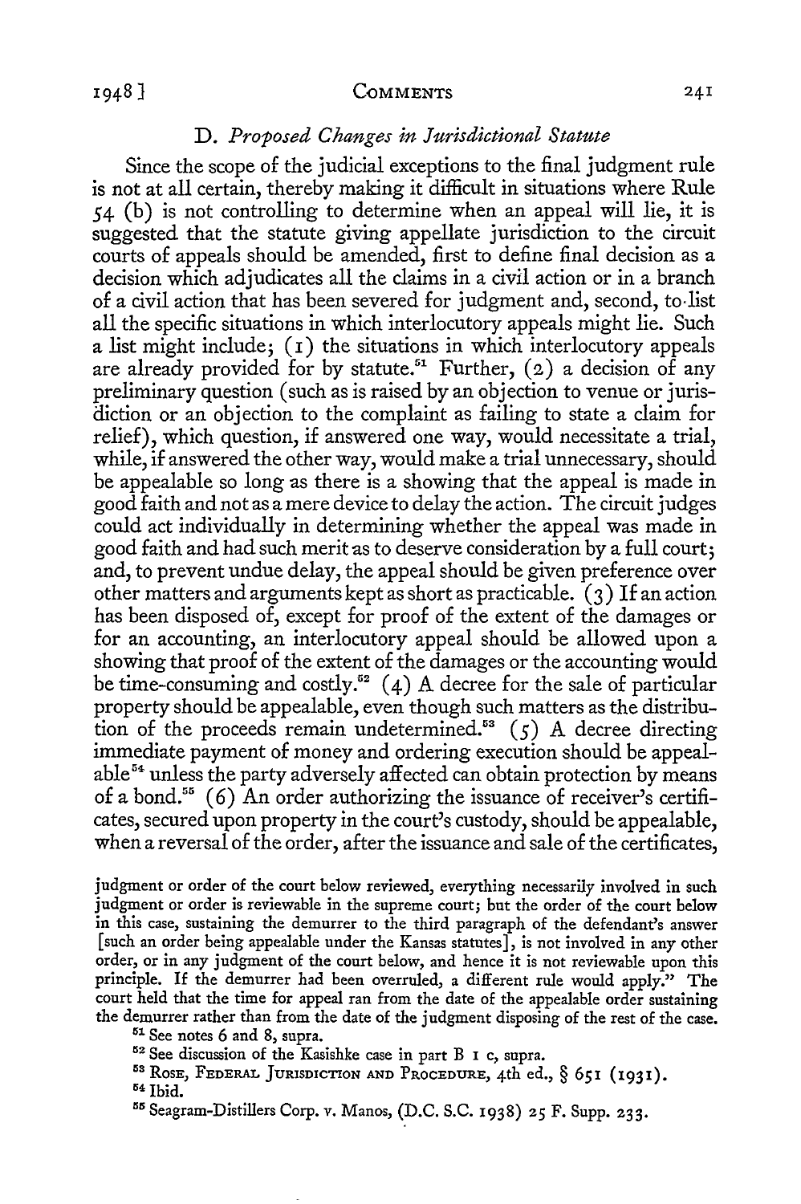### D. *Proposed Changes in Jurisdictional Statute*

Since the scope of the judicial exceptions to the final judgment rule is not at all certain, thereby making it difficult in situations where Rule 54 (b) is not controlling to determine when an appeal will lie, it is suggested that the statute giving appellate jurisdiction to the circuit courts of appeals should be amended, first to define final decision as a decision which adjudicates all the claims in a civil action or in a branch of a civil action that has been severed for judgment and, second, to list all the specific situations in which interlocutory appeals might lie. Such a list might include; (1) the situations in which interlocutory appeals are already provided for by statute.[51] Further, (2) a decision of any preliminary question (such as is raised by an objection to venue or jurisdiction or an objection to the complaint as failing to state a claim for relief), which question, if answered one way, would necessitate a trial, while, if answered the other way, would make a trial unnecessary, should be appealable so long as there is a showing that the appeal is made in good faith and not as a mere device to delay the action. The circuit judges could act individually in determining whether the appeal was made in good faith and had such merit as to deserve consideration by a full court; and, to prevent undue delay, the appeal should be given preference over other matters and arguments kept as short as practicable. (3) If an action has been disposed of, except for proof of the extent of the damages or for an accounting, an interlocutory appeal should be allowed upon a showing that proof of the extent of the damages or the accounting would be time-consuming and costly.[52] (4) A decree for the sale of particular property should be appealable, even though such matters as the distribution of the proceeds remain undetermined.[53] (5) A decree directing immediate payment of money and ordering execution should be appealable[54] unless the party adversely affected can obtain protection by means of a bond.[55] (6) An order authorizing the issuance of receiver's certificates, secured upon property in the court's custody, should be appealable, when a reversal of the order, after the issuance and sale of the certificates,

judgment or order of the court below reviewed, everything necessarily involved in such judgment or order is reviewable in the supreme court; but the order of the court below in this case, sustaining the demurrer to the third paragraph of the defendant's answer [such an order being appealable under the Kansas statutes], is not involved in any other order, or in any judgment of the court below, and hence it is not reviewable upon this principle. If the demurrer had been overruled, a different rule would apply." The court held that the time for appeal ran from the date of the appealable order sustaining the demurrer rather than from the date of the judgment disposing of the rest of the case.

[51] See notes 6 and 8, supra.

[52] See discussion of the Kasishke case in part B 1 c, supra.

[53] Rose, Federal Jurisdiction and Procedure, 4th ed., § 651 (1931).

[54] Ibid.

[55] Seagram-Distillers Corp. v. Manos, (D.C. S.C. 1938) 25 F. Supp. 233.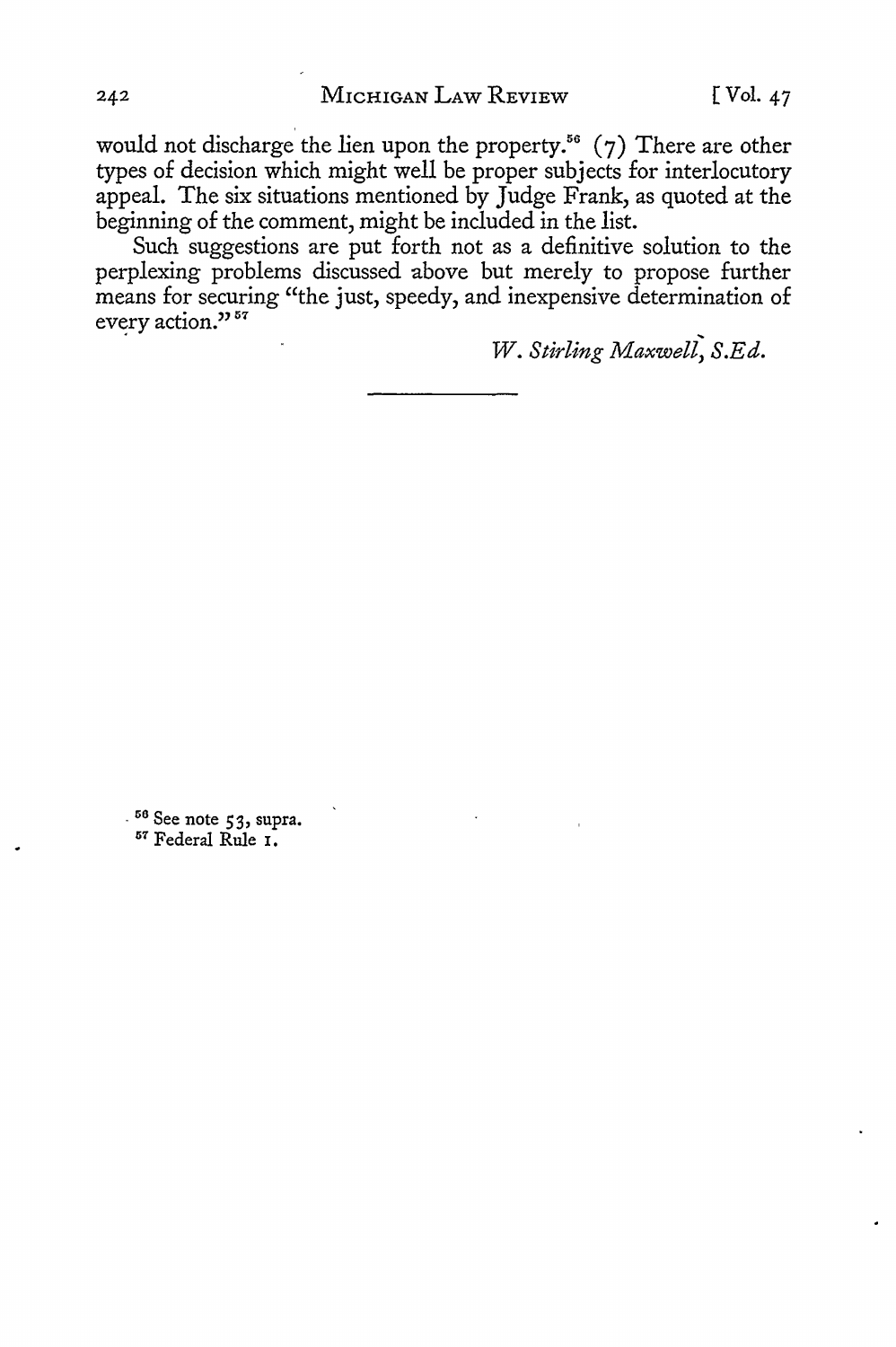would not discharge the lien upon the property.[56] (7) There are other types of decision which might well be proper subjects for interlocutory appeal. The six situations mentioned by Judge Frank, as quoted at the beginning of the comment, might be included in the list.

Such suggestions are put forth not as a definitive solution to the perplexing problems discussed above but merely to propose further means for securing "the just, speedy, and inexpensive determination of every action."[57]

*W. Stirling Maxwell, S.Ed.*

---

[56] See note 53, supra.
[57] Federal Rule 1.